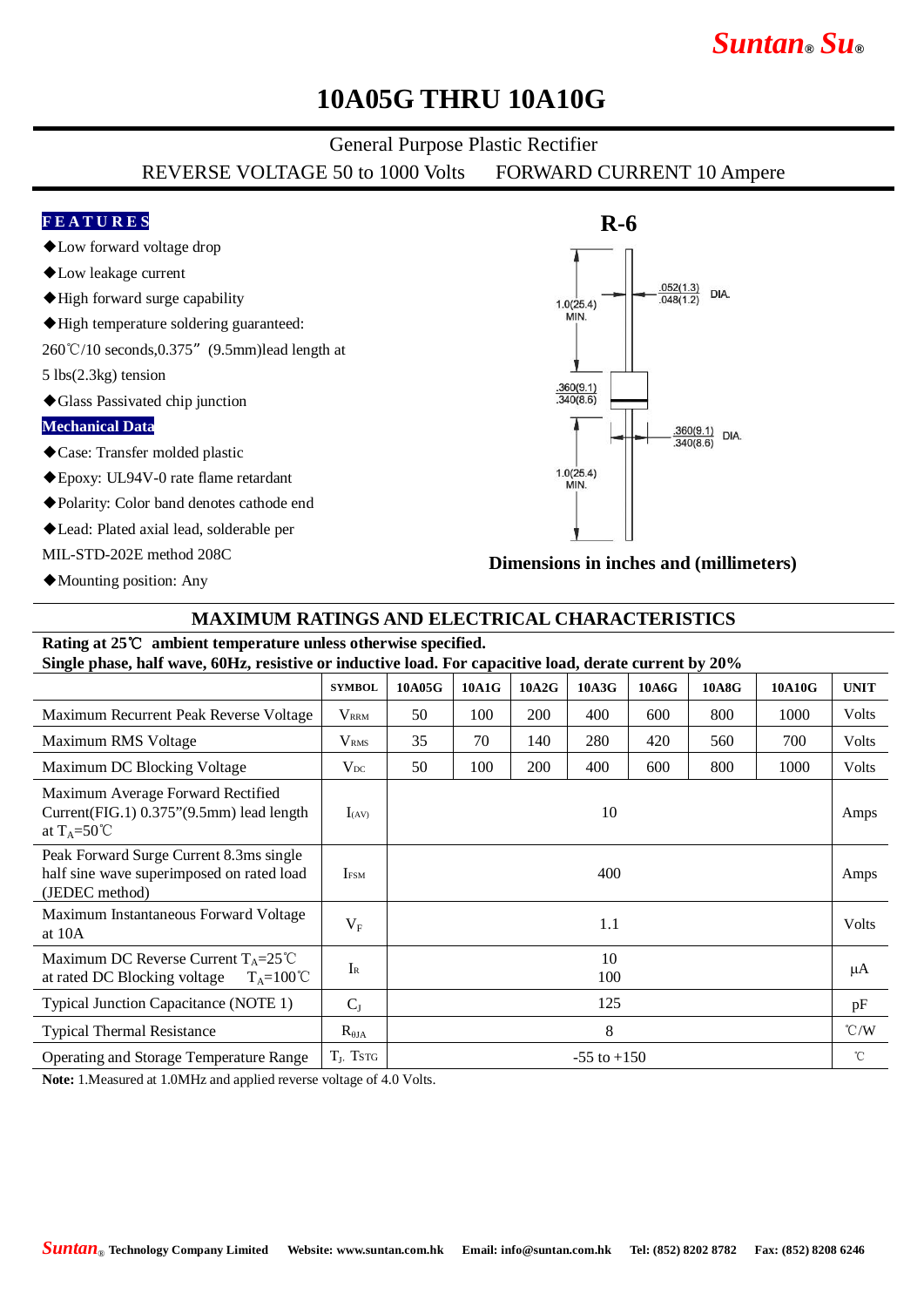# 10A05G THRU 10A10G

General Purpose Plastic Rectifier

REVERSE VOLTAGE 50 to 1000 Volts FORWARD CURRENT 10 Ampere

## FEATURES

- ◆Low forward voltage drop
- ◆Low leakage current
- ◆High forward surge capability
- ◆High temperature soldering guaranteed: 260℃/10 seconds,0.375”(9.5mm)lead length at 5 lbs(2.3kg) tension
- ◆Glass Passivated chip junction

## Mechanical Data

- ◆Case: Transfer molded plastic
- ◆Epoxy: UL94V-0 rate flame retardant
- ◆Polarity: Color band denotes cathode end
- ◆Lead: Plated axial lead, solderable per MIL-STD-202E method 208C
- ◆Mounting position: Any

**R-6**

1.0(25.4) MIN.

.052(1.3) .048(1.2) DIA.

.360(9.1) .340(8.6)

.360(9.1) .340(8.6) DIA.

1.0(25.4) MIN.

**Dimensions in inches and (millimeters)**

## MAXIMUM RATINGS AND ELECTRICAL CHARACTERISTICS

**Rating at 25℃ ambient temperature unless otherwise specified.**
**Single phase, half wave, 60Hz, resistive or inductive load. For capacitive load, derate current by 20%**

| | SYMBOL | 10A05G | 10A1G | 10A2G | 10A3G | 10A6G | 10A8G | 10A10G | UNIT |
|---|---|---|---|---|---|---|---|---|---|
| Maximum Recurrent Peak Reverse Voltage | $V_{RRM}$ | 50 | 100 | 200 | 400 | 600 | 800 | 1000 | Volts |
| Maximum RMS Voltage | $V_{RMS}$ | 35 | 70 | 140 | 280 | 420 | 560 | 700 | Volts |
| Maximum DC Blocking Voltage | $V_{DC}$ | 50 | 100 | 200 | 400 | 600 | 800 | 1000 | Volts |
| Maximum Average Forward Rectified Current(FIG.1) 0.375”(9.5mm) lead length at $T_A$=50℃ | $I_{(AV)}$ | 10 | | | | | | | Amps |
| Peak Forward Surge Current 8.3ms single half sine wave superimposed on rated load (JEDEC method) | $I_{FSM}$ | 400 | | | | | | | Amps |
| Maximum Instantaneous Forward Voltage at 10A | $V_F$ | 1.1 | | | | | | | Volts |
| Maximum DC Reverse Current $T_A$=25℃ at rated DC Blocking voltage $T_A$=100℃ | $I_R$ | 10<br>100 | | | | | | | μA |
| Typical Junction Capacitance (NOTE 1) | $C_J$ | 125 | | | | | | | pF |
| Typical Thermal Resistance | $R_{\theta JA}$ | 8 | | | | | | | ℃/W |
| Operating and Storage Temperature Range | $T_J$, $T_{STG}$ | -55 to +150 | | | | | | | ℃ |

**Note:** 1.Measured at 1.0MHz and applied reverse voltage of 4.0 Volts.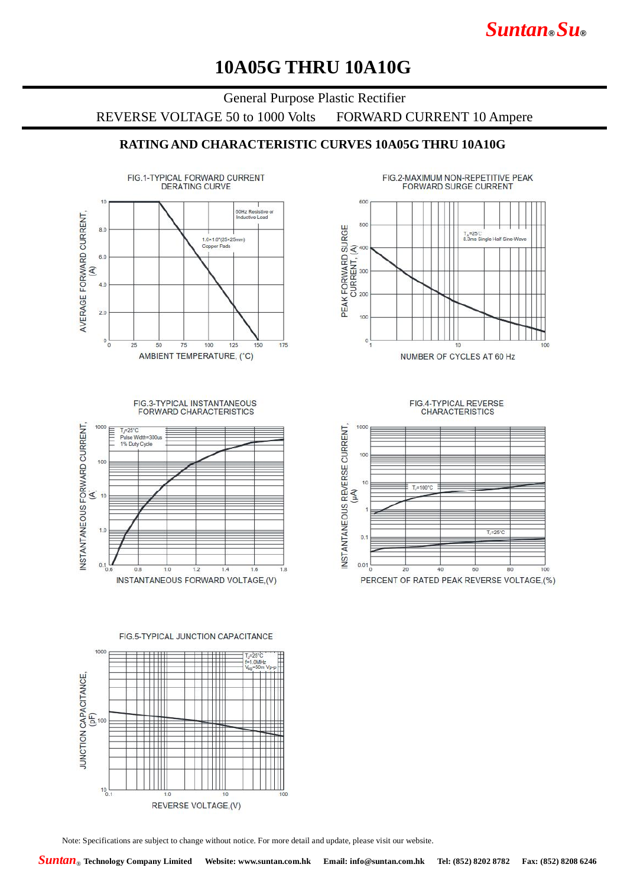# 10A05G THRU 10A10G

General Purpose Plastic Rectifier

REVERSE VOLTAGE 50 to 1000 Volts　　FORWARD CURRENT 10 Ampere

## RATING AND CHARACTERISTIC CURVES 10A05G THRU 10A10G

FIG.1-TYPICAL FORWARD CURRENT DERATING CURVE

AVERAGE FORWARD CURRENT, (A)

10
8.0
6.0
4.0
2.0
0

0 25 50 75 100 125 150 175

AMBIENT TEMPERATURE, (°C)

00Hz Resistive or Inductive Load

1.0×1.0"(25×25mm) Copper Pads

FIG.2-MAXIMUM NON-REPETITIVE PEAK FORWARD SURGE CURRENT

PEAK FORWARD SURGE CURRENT, (A)

600
500
400
300
200
100
0

1 10 100

NUMBER OF CYCLES AT 60 Hz

$T_A$=25°C
8.3ms Single Half Sine-Wave

FIG.3-TYPICAL INSTANTANEOUS FORWARD CHARACTERISTICS

INSTANTANEOUS FORWARD CURRENT, (A)

1000
100
10
1.0
0.1

0.6 0.8 1.0 1.2 1.4 1.6 1.8

INSTANTANEOUS FORWARD VOLTAGE,(V)

$T_J$=25°C
Pulse Width=300us
1% Duty Cycle

FIG.4-TYPICAL REVERSE CHARACTERISTICS

INSTANTANEOUS REVERSE CURRENT, (μA)

1000
100
10
1
0.1
0.01

0 20 40 60 80 100

PERCENT OF RATED PEAK REVERSE VOLTAGE,(%)

$T_J$=100°C

$T_J$=25°C

FIG.5-TYPICAL JUNCTION CAPACITANCE

JUNCTION CAPACITANCE, (pF)

1000
100
10

0.1 1.0 10 100

REVERSE VOLTAGE,(V)

$T_J$=25°C
f=1.0MHz
$V_{sig}$=50m Vp-p

Note: Specifications are subject to change without notice. For more detail and update, please visit our website.